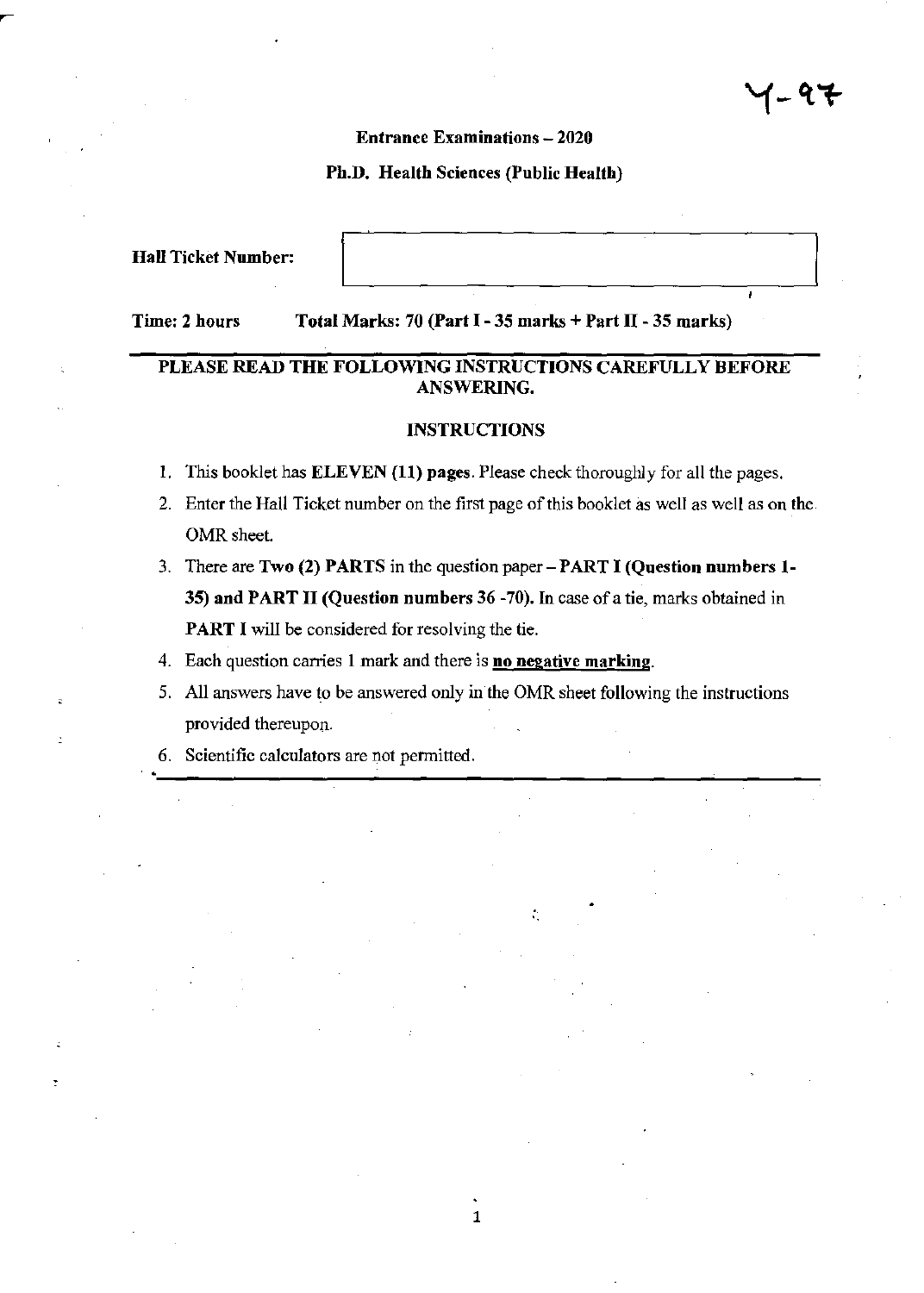Y-97

**Entrance Examinations – 2020**

**Ph.D. Health Sciences (Public Health)**

**Hall Ticket Number:**

| |
|---|
| |

**Time: 2 hours** **Total Marks: 70 (Part I - 35 marks + Part II - 35 marks)**

**PLEASE READ THE FOLLOWING INSTRUCTIONS CAREFULLY BEFORE ANSWERING.**

**INSTRUCTIONS**

1. This booklet has **ELEVEN (11) pages**. Please check thoroughly for all the pages.
2. Enter the Hall Ticket number on the first page of this booklet as well as well as on the OMR sheet.
3. There are **Two (2) PARTS** in the question paper – **PART I (Question numbers 1-35) and PART II (Question numbers 36 -70).** In case of a tie, marks obtained in **PART I** will be considered for resolving the tie.
4. Each question carries 1 mark and there is **no negative marking**.
5. All answers have to be answered only in the OMR sheet following the instructions provided thereupon.
6. Scientific calculators are not permitted.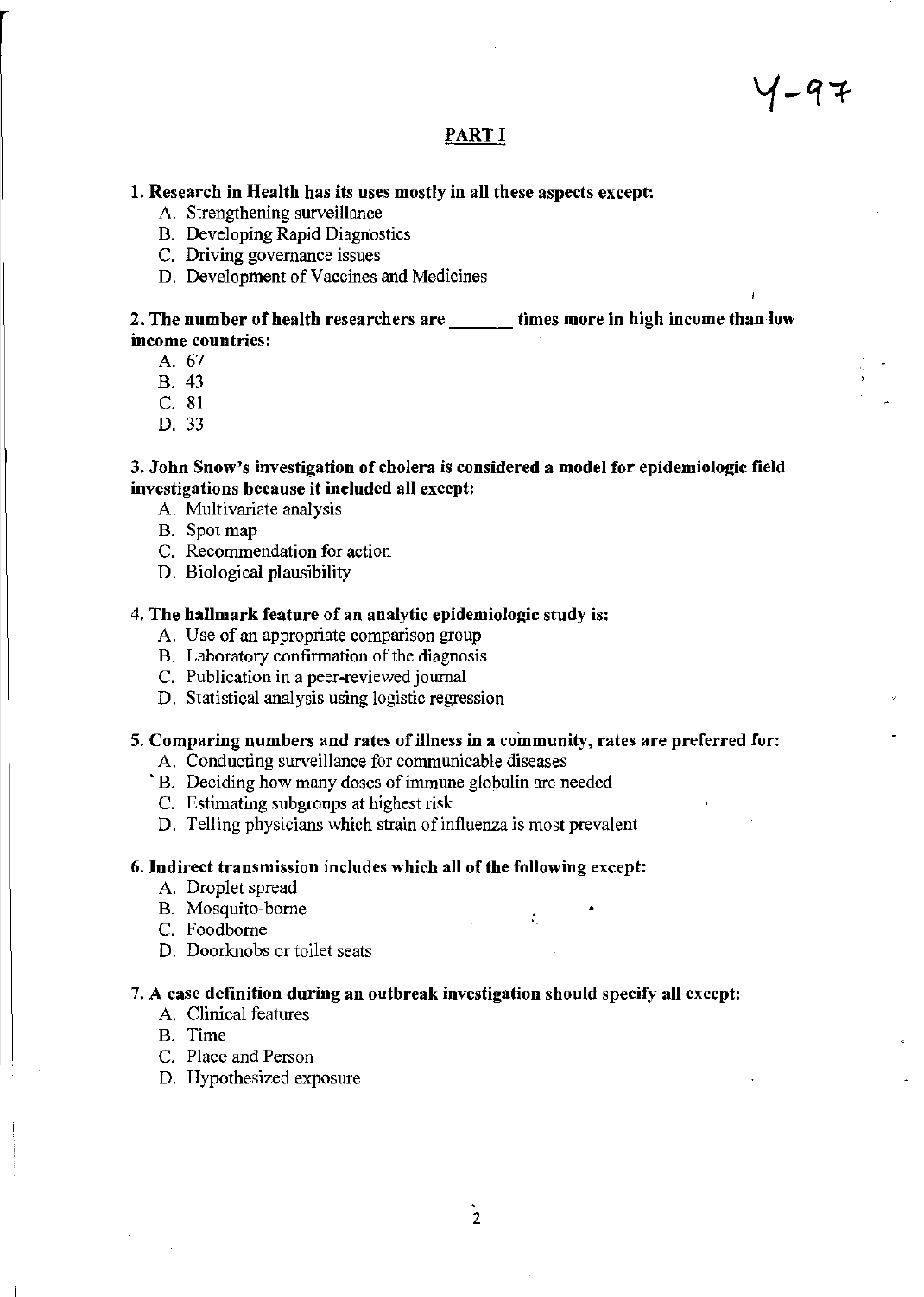Y-97

## PART I

**1. Research in Health has its uses mostly in all these aspects except:**

A. Strengthening surveillance
B. Developing Rapid Diagnostics
C. Driving governance issues
D. Development of Vaccines and Medicines

**2. The number of health researchers are ______ times more in high income than low income countries:**

A. 67
B. 43
C. 81
D. 33

**3. John Snow's investigation of cholera is considered a model for epidemiologic field investigations because it included all except:**

A. Multivariate analysis
B. Spot map
C. Recommendation for action
D. Biological plausibility

**4. The hallmark feature of an analytic epidemiologic study is:**

A. Use of an appropriate comparison group
B. Laboratory confirmation of the diagnosis
C. Publication in a peer-reviewed journal
D. Statistical analysis using logistic regression

**5. Comparing numbers and rates of illness in a community, rates are preferred for:**

A. Conducting surveillance for communicable diseases
B. Deciding how many doses of immune globulin are needed
C. Estimating subgroups at highest risk
D. Telling physicians which strain of influenza is most prevalent

**6. Indirect transmission includes which all of the following except:**

A. Droplet spread
B. Mosquito-borne
C. Foodborne
D. Doorknobs or toilet seats

**7. A case definition during an outbreak investigation should specify all except:**

A. Clinical features
B. Time
C. Place and Person
D. Hypothesized exposure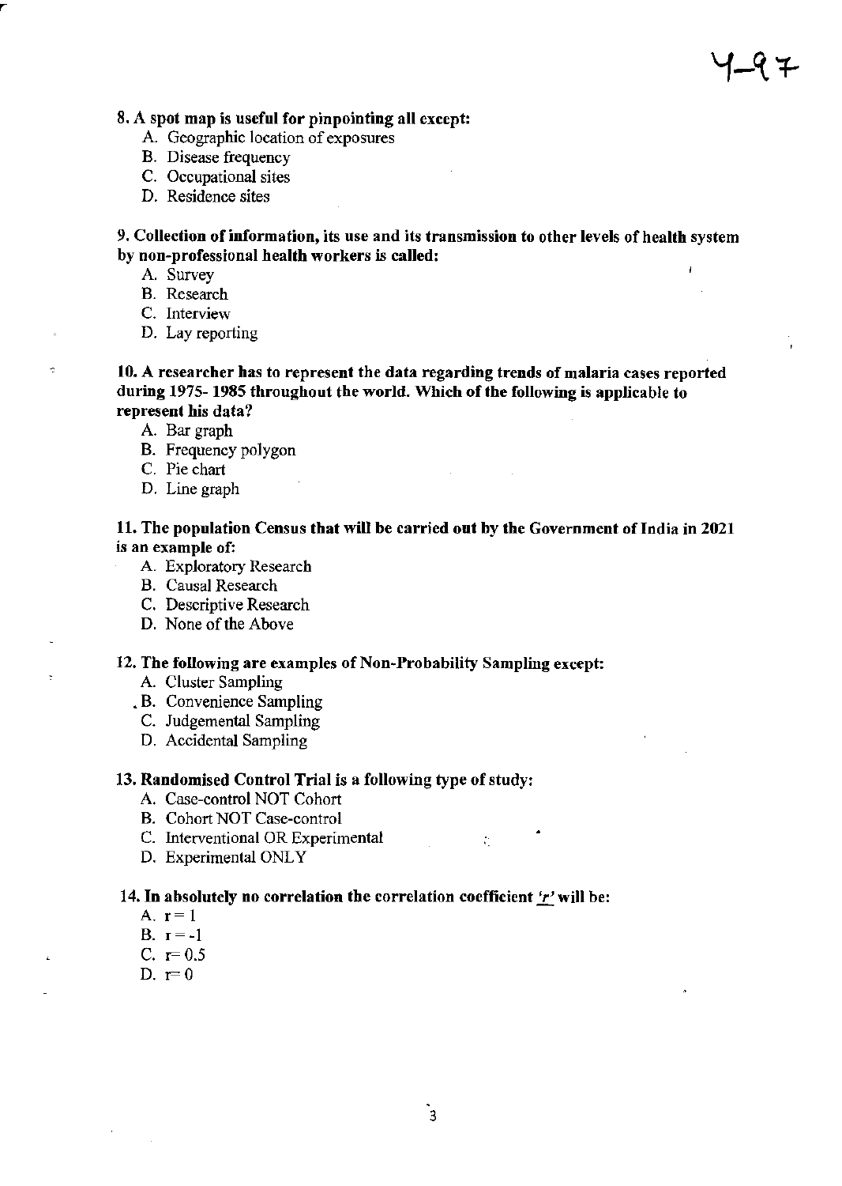**8. A spot map is useful for pinpointing all except:**

A. Geographic location of exposures
B. Disease frequency
C. Occupational sites
D. Residence sites

**9. Collection of information, its use and its transmission to other levels of health system by non-professional health workers is called:**

A. Survey
B. Research
C. Interview
D. Lay reporting

**10. A researcher has to represent the data regarding trends of malaria cases reported during 1975- 1985 throughout the world. Which of the following is applicable to represent his data?**

A. Bar graph
B. Frequency polygon
C. Pie chart
D. Line graph

**11. The population Census that will be carried out by the Government of India in 2021 is an example of:**

A. Exploratory Research
B. Causal Research
C. Descriptive Research
D. None of the Above

**12. The following are examples of Non-Probability Sampling except:**

A. Cluster Sampling
B. Convenience Sampling
C. Judgemental Sampling
D. Accidental Sampling

**13. Randomised Control Trial is a following type of study:**

A. Case-control NOT Cohort
B. Cohort NOT Case-control
C. Interventional OR Experimental
D. Experimental ONLY

**14. In absolutely no correlation the correlation coefficient *'r'* will be:**

A. $r = 1$
B. $r = -1$
C. $r = 0.5$
D. $r = 0$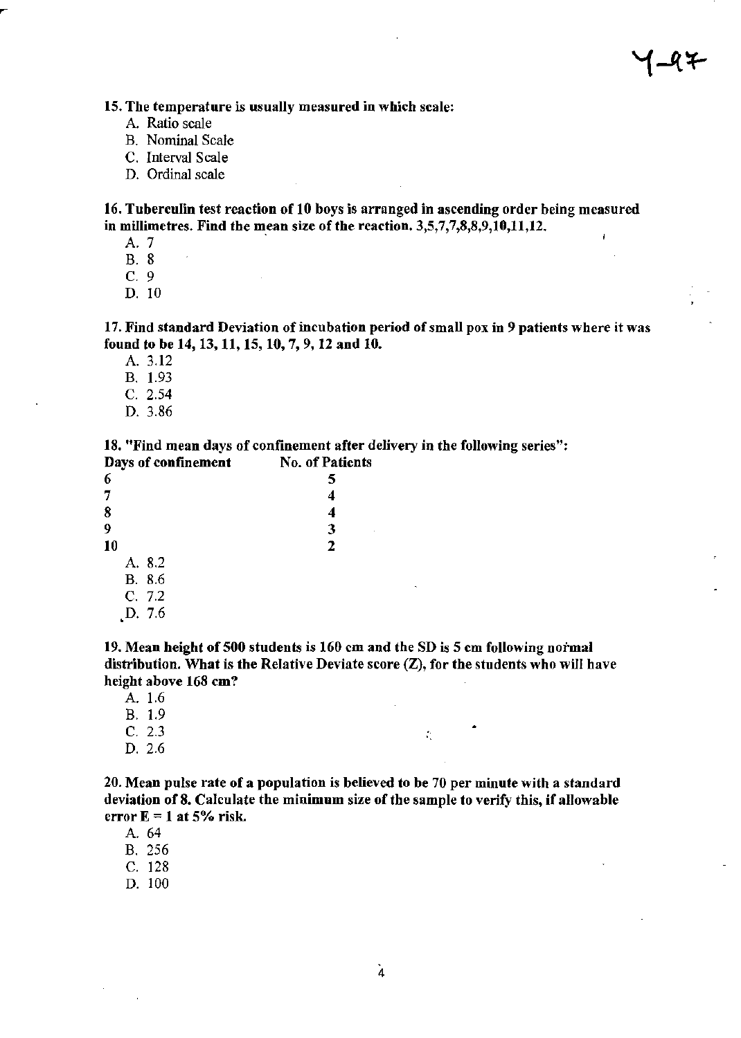**15. The temperature is usually measured in which scale:**

A. Ratio scale
B. Nominal Scale
C. Interval Scale
D. Ordinal scale

**16. Tuberculin test reaction of 10 boys is arranged in ascending order being measured in millimetres. Find the mean size of the reaction. 3,5,7,7,8,8,9,10,11,12.**

A. 7
B. 8
C. 9
D. 10

**17. Find standard Deviation of incubation period of small pox in 9 patients where it was found to be 14, 13, 11, 15, 10, 7, 9, 12 and 10.**

A. 3.12
B. 1.93
C. 2.54
D. 3.86

**18. "Find mean days of confinement after delivery in the following series":**

| Days of confinement | No. of Patients |
|---|---|
| 6 | 5 |
| 7 | 4 |
| 8 | 4 |
| 9 | 3 |
| 10 | 2 |

A. 8.2
B. 8.6
C. 7.2
D. 7.6

**19. Mean height of 500 students is 160 cm and the SD is 5 cm following normal distribution. What is the Relative Deviate score (Z), for the students who will have height above 168 cm?**

A. 1.6
B. 1.9
C. 2.3
D. 2.6

**20. Mean pulse rate of a population is believed to be 70 per minute with a standard deviation of 8. Calculate the minimum size of the sample to verify this, if allowable error E = 1 at 5% risk.**

A. 64
B. 256
C. 128
D. 100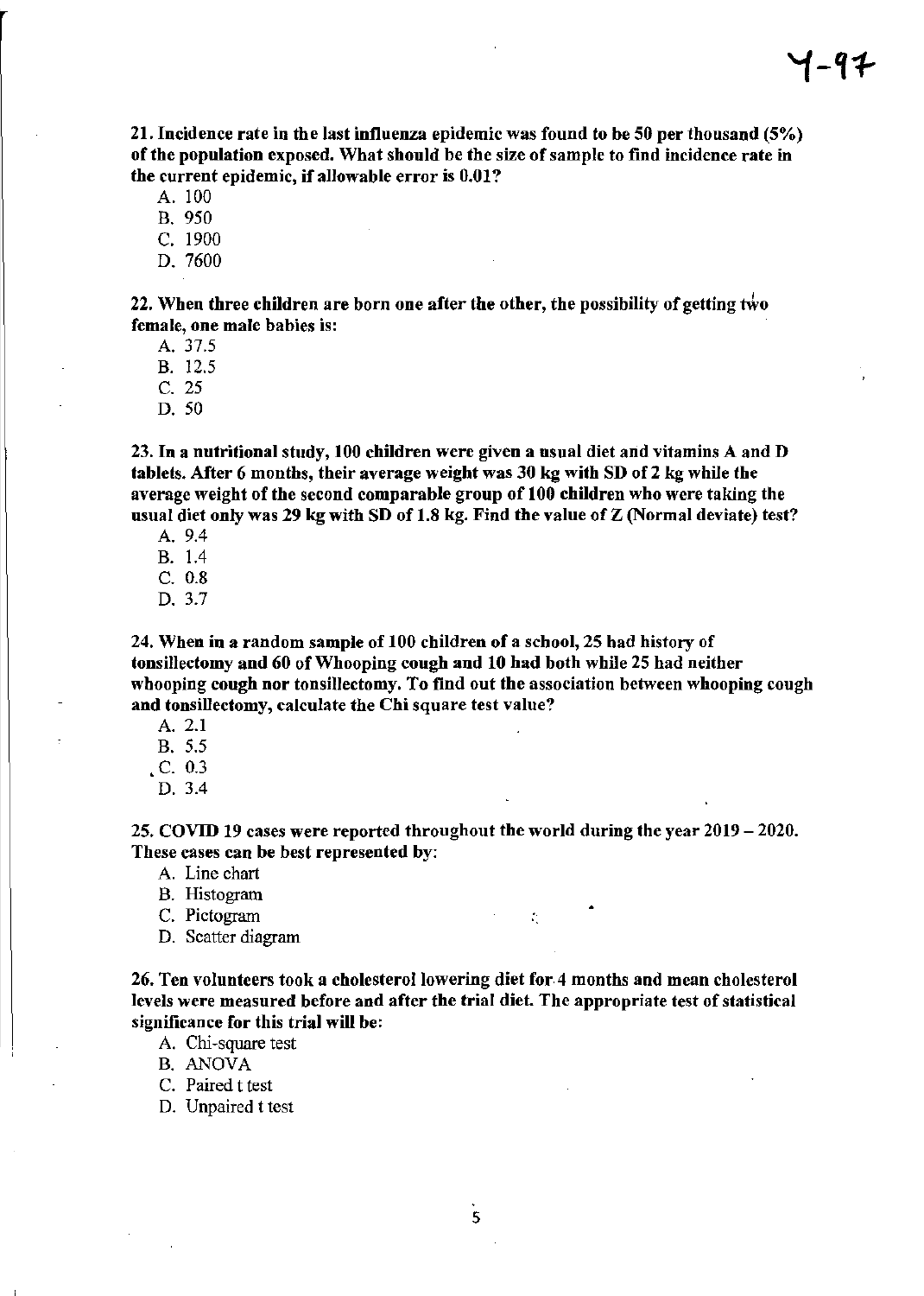**21. Incidence rate in the last influenza epidemic was found to be 50 per thousand (5%) of the population exposed. What should be the size of sample to find incidence rate in the current epidemic, if allowable error is 0.01?**

A. 100
B. 950
C. 1900
D. 7600

**22. When three children are born one after the other, the possibility of getting two female, one male babies is:**

A. 37.5
B. 12.5
C. 25
D. 50

**23. In a nutritional study, 100 children were given a usual diet and vitamins A and D tablets. After 6 months, their average weight was 30 kg with SD of 2 kg while the average weight of the second comparable group of 100 children who were taking the usual diet only was 29 kg with SD of 1.8 kg. Find the value of Z (Normal deviate) test?**

A. 9.4
B. 1.4
C. 0.8
D. 3.7

**24. When in a random sample of 100 children of a school, 25 had history of tonsillectomy and 60 of Whooping cough and 10 had both while 25 had neither whooping cough nor tonsillectomy. To find out the association between whooping cough and tonsillectomy, calculate the Chi square test value?**

A. 2.1
B. 5.5
C. 0.3
D. 3.4

**25. COVID 19 cases were reported throughout the world during the year 2019 – 2020. These cases can be best represented by:**

A. Line chart
B. Histogram
C. Pictogram
D. Scatter diagram

**26. Ten volunteers took a cholesterol lowering diet for 4 months and mean cholesterol levels were measured before and after the trial diet. The appropriate test of statistical significance for this trial will be:**

A. Chi-square test
B. ANOVA
C. Paired t test
D. Unpaired t test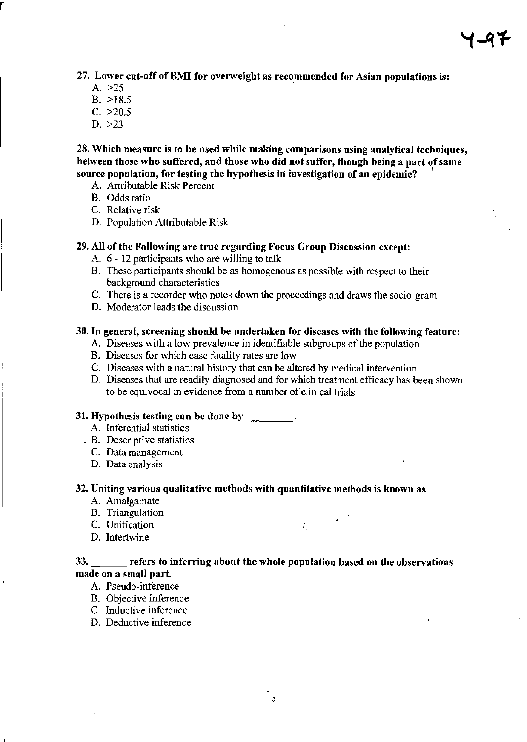**27. Lower cut-off of BMI for overweight as recommended for Asian populations is:**

A. >25
B. >18.5
C. >20.5
D. >23

**28. Which measure is to be used while making comparisons using analytical techniques, between those who suffered, and those who did not suffer, though being a part of same source population, for testing the hypothesis in investigation of an epidemic?**

A. Attributable Risk Percent
B. Odds ratio
C. Relative risk
D. Population Attributable Risk

**29. All of the Following are true regarding Focus Group Discussion except:**

A. 6 - 12 participants who are willing to talk
B. These participants should be as homogenous as possible with respect to their background characteristics
C. There is a recorder who notes down the proceedings and draws the socio-gram
D. Moderator leads the discussion

**30. In general, screening should be undertaken for diseases with the following feature:**

A. Diseases with a low prevalence in identifiable subgroups of the population
B. Diseases for which case fatality rates are low
C. Diseases with a natural history that can be altered by medical intervention
D. Diseases that are readily diagnosed and for which treatment efficacy has been shown to be equivocal in evidence from a number of clinical trials

**31. Hypothesis testing can be done by \_\_\_\_\_\_\_.**

A. Inferential statistics
B. Descriptive statistics
C. Data management
D. Data analysis

**32. Uniting various qualitative methods with quantitative methods is known as**

A. Amalgamate
B. Triangulation
C. Unification
D. Intertwine

**33. \_\_\_\_\_\_ refers to inferring about the whole population based on the observations made on a small part.**

A. Pseudo-inference
B. Objective inference
C. Inductive inference
D. Deductive inference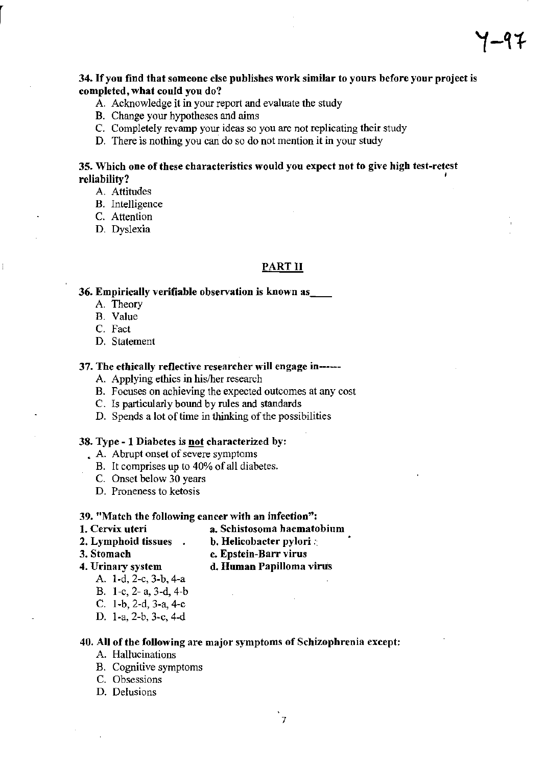**34. If you find that someone else publishes work similar to yours before your project is completed, what could you do?**

A. Acknowledge it in your report and evaluate the study
B. Change your hypotheses and aims
C. Completely revamp your ideas so you are not replicating their study
D. There is nothing you can do so do not mention it in your study

**35. Which one of these characteristics would you expect not to give high test-retest reliability?**

A. Attitudes
B. Intelligence
C. Attention
D. Dyslexia

## PART II

**36. Empirically verifiable observation is known as____**

A. Theory
B. Value
C. Fact
D. Statement

**37. The ethically reflective researcher will engage in------**

A. Applying ethics in his/her research
B. Focuses on achieving the expected outcomes at any cost
C. Is particularly bound by rules and standards
D. Spends a lot of time in thinking of the possibilities

**38. Type - 1 Diabetes is not characterized by:**

A. Abrupt onset of severe symptoms
B. It comprises up to 40% of all diabetes.
C. Onset below 30 years
D. Proneness to ketosis

**39. "Match the following cancer with an infection":**

| | |
|---|---|
| **1. Cervix uteri** | **a. Schistosoma haematobium** |
| **2. Lymphoid tissues** | **b. Helicobacter pylori** |
| **3. Stomach** | **c. Epstein-Barr virus** |
| **4. Urinary system** | **d. Human Papilloma virus** |

A. 1-d, 2-c, 3-b, 4-a
B. 1-c, 2- a, 3-d, 4-b
C. 1-b, 2-d, 3-a, 4-c
D. 1-a, 2-b, 3-c, 4-d

**40. All of the following are major symptoms of Schizophrenia except:**

A. Hallucinations
B. Cognitive symptoms
C. Obsessions
D. Delusions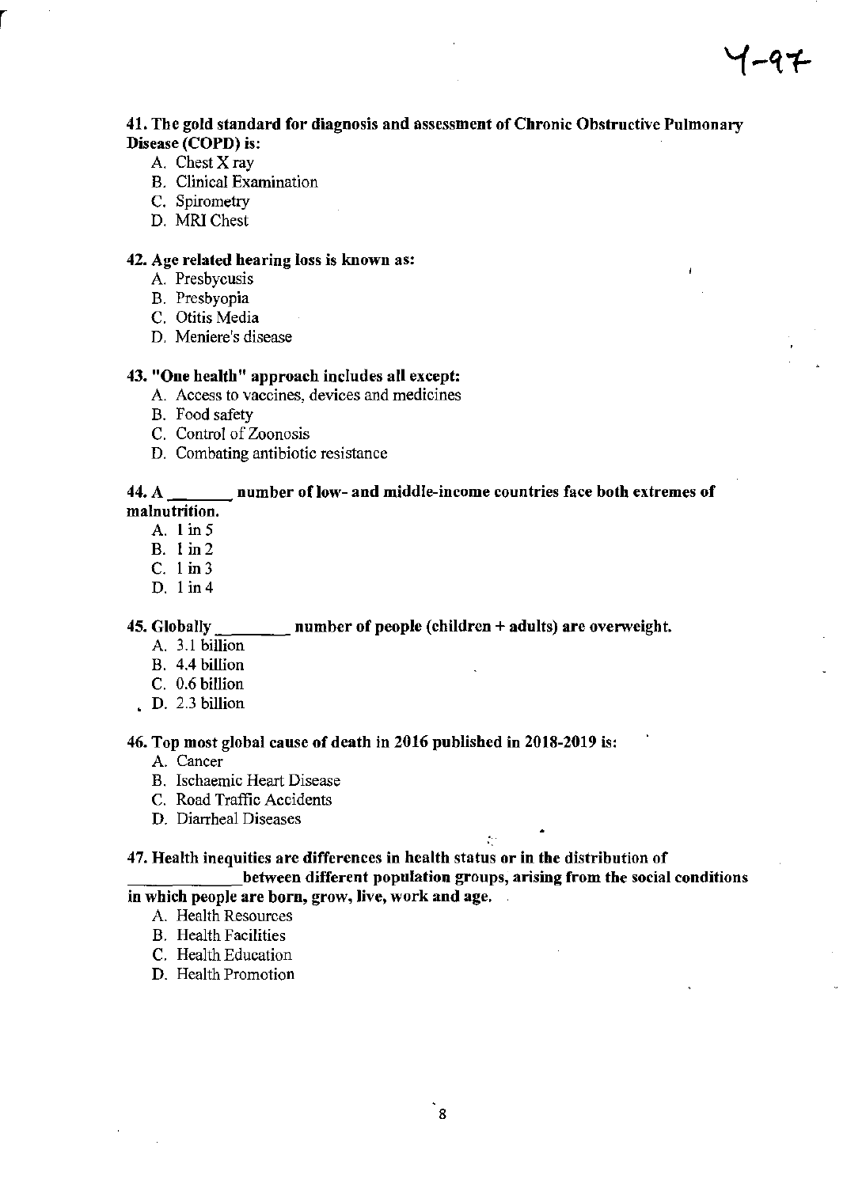**41. The gold standard for diagnosis and assessment of Chronic Obstructive Pulmonary Disease (COPD) is:**

A. Chest X ray
B. Clinical Examination
C. Spirometry
D. MRI Chest

**42. Age related hearing loss is known as:**

A. Presbycusis
B. Presbyopia
C. Otitis Media
D. Meniere's disease

**43. "One health" approach includes all except:**

A. Access to vaccines, devices and medicines
B. Food safety
C. Control of Zoonosis
D. Combating antibiotic resistance

**44. A _______ number of low- and middle-income countries face both extremes of malnutrition.**

A. 1 in 5
B. 1 in 2
C. 1 in 3
D. 1 in 4

**45. Globally ________ number of people (children + adults) are overweight.**

A. 3.1 billion
B. 4.4 billion
C. 0.6 billion
D. 2.3 billion

**46. Top most global cause of death in 2016 published in 2018-2019 is:**

A. Cancer
B. Ischaemic Heart Disease
C. Road Traffic Accidents
D. Diarrheal Diseases

**47. Health inequities are differences in health status or in the distribution of _____________ between different population groups, arising from the social conditions in which people are born, grow, live, work and age.**

A. Health Resources
B. Health Facilities
C. Health Education
D. Health Promotion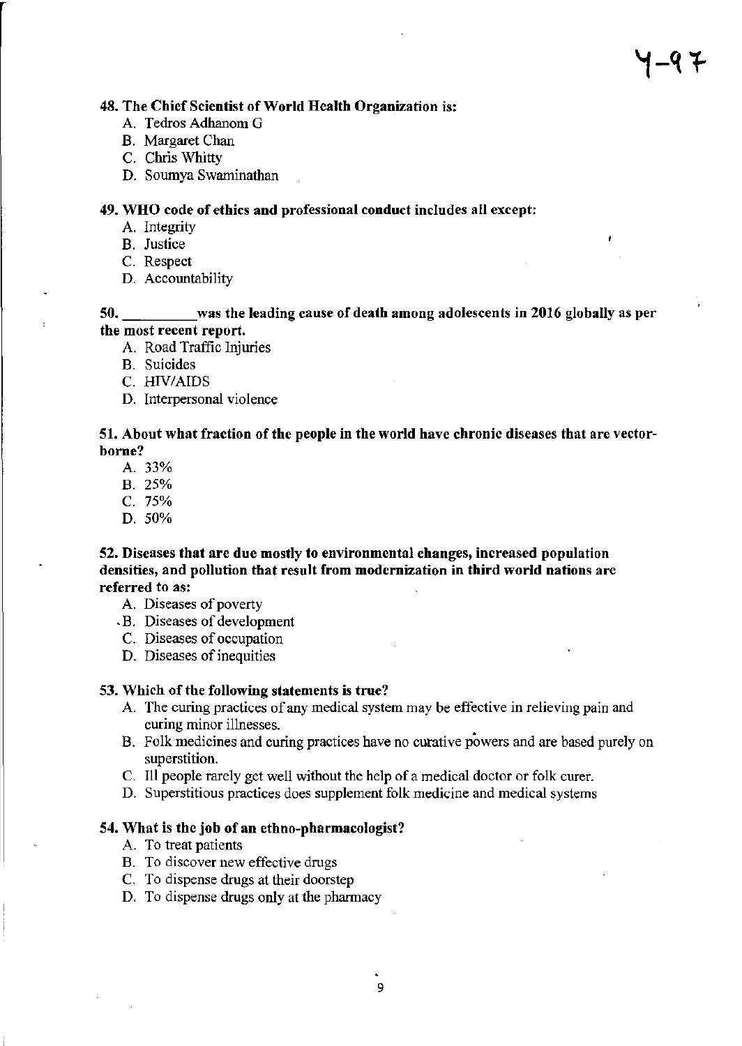**48. The Chief Scientist of World Health Organization is:**

A. Tedros Adhanom G
B. Margaret Chan
C. Chris Whitty
D. Soumya Swaminathan

**49. WHO code of ethics and professional conduct includes all except:**

A. Integrity
B. Justice
C. Respect
D. Accountability

**50. __________was the leading cause of death among adolescents in 2016 globally as per the most recent report.**

A. Road Traffic Injuries
B. Suicides
C. HIV/AIDS
D. Interpersonal violence

**51. About what fraction of the people in the world have chronic diseases that are vector-borne?**

A. 33%
B. 25%
C. 75%
D. 50%

**52. Diseases that are due mostly to environmental changes, increased population densities, and pollution that result from modernization in third world nations are referred to as:**

A. Diseases of poverty
B. Diseases of development
C. Diseases of occupation
D. Diseases of inequities

**53. Which of the following statements is true?**

A. The curing practices of any medical system may be effective in relieving pain and curing minor illnesses.
B. Folk medicines and curing practices have no curative powers and are based purely on superstition.
C. Ill people rarely get well without the help of a medical doctor or folk curer.
D. Superstitious practices does supplement folk medicine and medical systems

**54. What is the job of an ethno-pharmacologist?**

A. To treat patients
B. To discover new effective drugs
C. To dispense drugs at their doorstep
D. To dispense drugs only at the pharmacy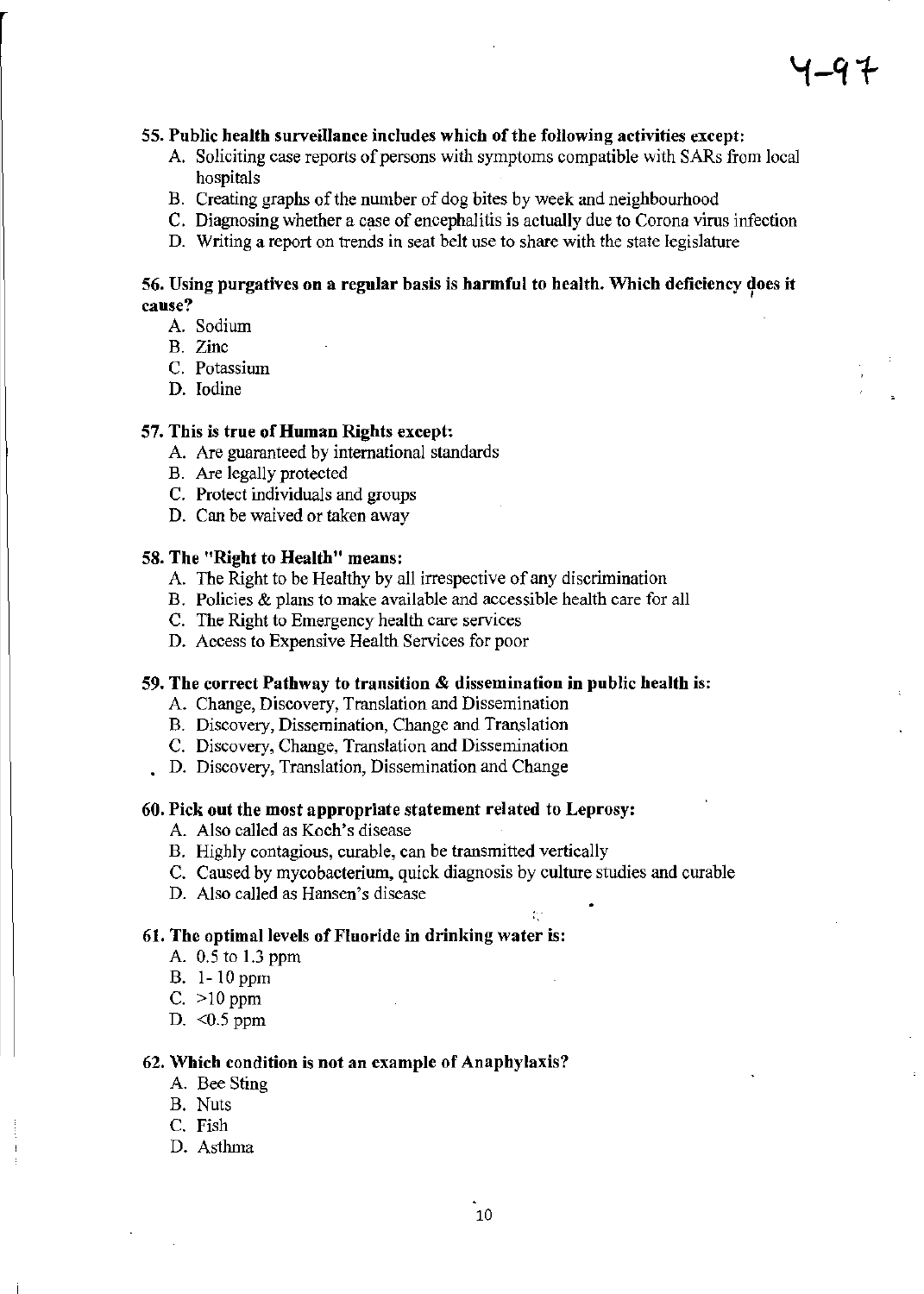**55. Public health surveillance includes which of the following activities except:**

A. Soliciting case reports of persons with symptoms compatible with SARs from local hospitals
B. Creating graphs of the number of dog bites by week and neighbourhood
C. Diagnosing whether a case of encephalitis is actually due to Corona virus infection
D. Writing a report on trends in seat belt use to share with the state legislature

**56. Using purgatives on a regular basis is harmful to health. Which deficiency does it cause?**

A. Sodium
B. Zinc
C. Potassium
D. Iodine

**57. This is true of Human Rights except:**

A. Are guaranteed by international standards
B. Are legally protected
C. Protect individuals and groups
D. Can be waived or taken away

**58. The "Right to Health" means:**

A. The Right to be Healthy by all irrespective of any discrimination
B. Policies & plans to make available and accessible health care for all
C. The Right to Emergency health care services
D. Access to Expensive Health Services for poor

**59. The correct Pathway to transition & dissemination in public health is:**

A. Change, Discovery, Translation and Dissemination
B. Discovery, Dissemination, Change and Translation
C. Discovery, Change, Translation and Dissemination
D. Discovery, Translation, Dissemination and Change

**60. Pick out the most appropriate statement related to Leprosy:**

A. Also called as Koch's disease
B. Highly contagious, curable, can be transmitted vertically
C. Caused by mycobacterium, quick diagnosis by culture studies and curable
D. Also called as Hansen's disease

**61. The optimal levels of Fluoride in drinking water is:**

A. 0.5 to 1.3 ppm
B. 1- 10 ppm
C. >10 ppm
D. <0.5 ppm

**62. Which condition is not an example of Anaphylaxis?**

A. Bee Sting
B. Nuts
C. Fish
D. Asthma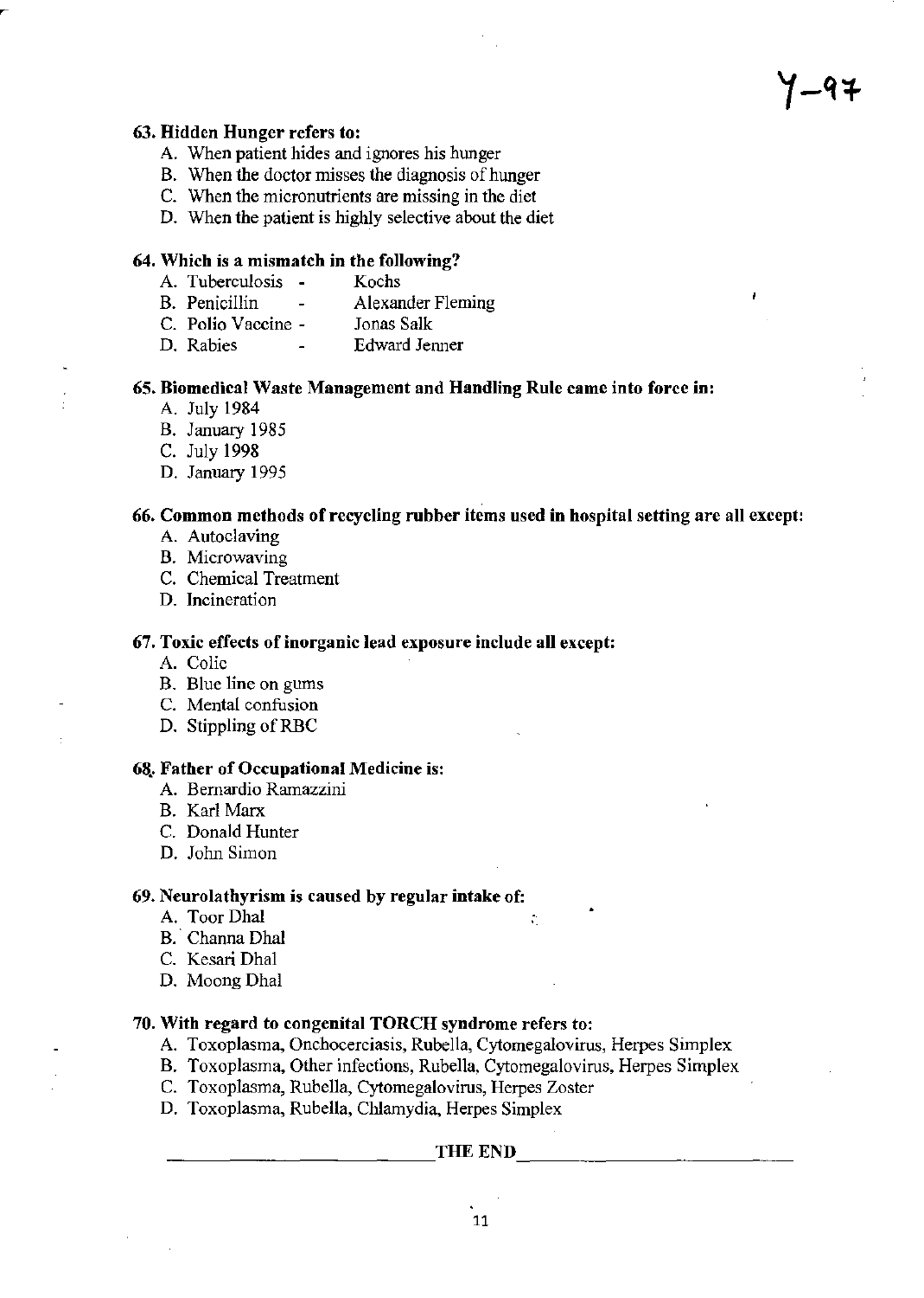Y-97

**63. Hidden Hunger refers to:**

A. When patient hides and ignores his hunger
B. When the doctor misses the diagnosis of hunger
C. When the micronutrients are missing in the diet
D. When the patient is highly selective about the diet

**64. Which is a mismatch in the following?**

A. Tuberculosis - Kochs
B. Penicillin - Alexander Fleming
C. Polio Vaccine - Jonas Salk
D. Rabies - Edward Jenner

**65. Biomedical Waste Management and Handling Rule came into force in:**

A. July 1984
B. January 1985
C. July 1998
D. January 1995

**66. Common methods of recycling rubber items used in hospital setting are all except:**

A. Autoclaving
B. Microwaving
C. Chemical Treatment
D. Incineration

**67. Toxic effects of inorganic lead exposure include all except:**

A. Colic
B. Blue line on gums
C. Mental confusion
D. Stippling of RBC

**68. Father of Occupational Medicine is:**

A. Bernardio Ramazzini
B. Karl Marx
C. Donald Hunter
D. John Simon

**69. Neurolathyrism is caused by regular intake of:**

A. Toor Dhal
B. Channa Dhal
C. Kesari Dhal
D. Moong Dhal

**70. With regard to congenital TORCH syndrome refers to:**

A. Toxoplasma, Onchocerciasis, Rubella, Cytomegalovirus, Herpes Simplex
B. Toxoplasma, Other infections, Rubella, Cytomegalovirus, Herpes Simplex
C. Toxoplasma, Rubella, Cytomegalovirus, Herpes Zoster
D. Toxoplasma, Rubella, Chlamydia, Herpes Simplex

THE END